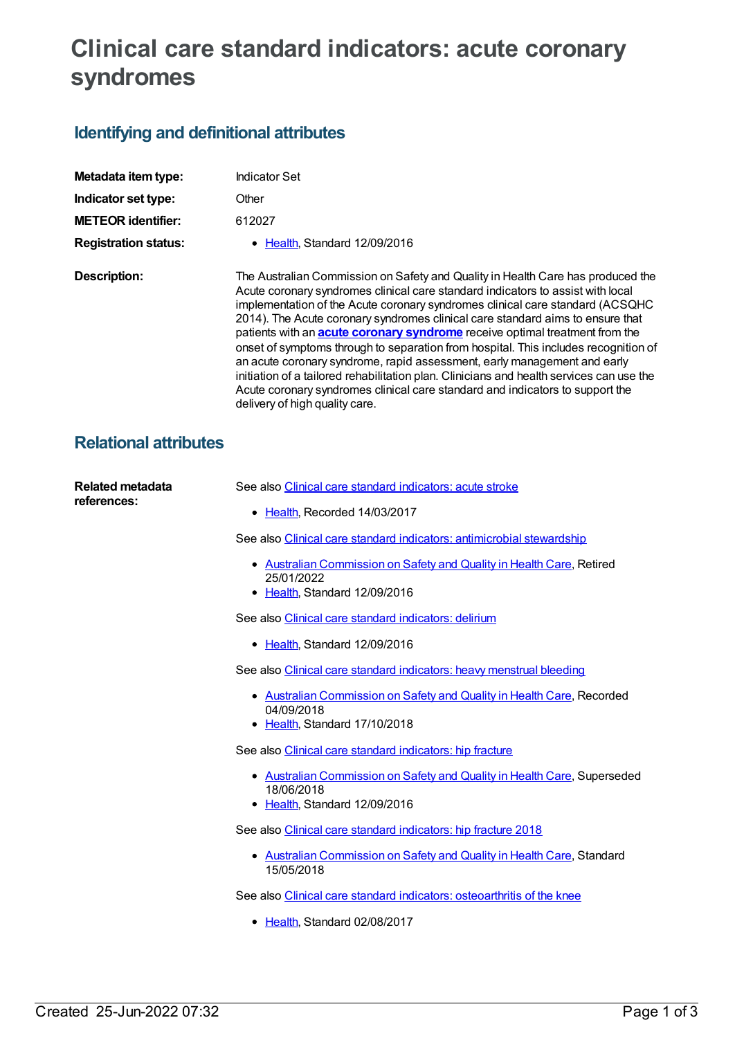# Clinical care standard indicators: acute coronary syndromes

## Identifying and definitional attributes

| | |
|---|---|
| **Metadata item type:** | Indicator Set |
| **Indicator set type:** | Other |
| **METEOR identifier:** | 612027 |
| **Registration status:** | • Health, Standard 12/09/2016 |
| **Description:** | The Australian Commission on Safety and Quality in Health Care has produced the Acute coronary syndromes clinical care standard indicators to assist with local implementation of the Acute coronary syndromes clinical care standard (ACSQHC 2014). The Acute coronary syndromes clinical care standard aims to ensure that patients with an **acute coronary syndrome** receive optimal treatment from the onset of symptoms through to separation from hospital. This includes recognition of an acute coronary syndrome, rapid assessment, early management and early initiation of a tailored rehabilitation plan. Clinicians and health services can use the Acute coronary syndromes clinical care standard and indicators to support the delivery of high quality care. |

## Relational attributes

**Related metadata references:**

See also Clinical care standard indicators: acute stroke

- Health, Recorded 14/03/2017

See also Clinical care standard indicators: antimicrobial stewardship

- Australian Commission on Safety and Quality in Health Care, Retired 25/01/2022
- Health, Standard 12/09/2016

See also Clinical care standard indicators: delirium

- Health, Standard 12/09/2016

See also Clinical care standard indicators: heavy menstrual bleeding

- Australian Commission on Safety and Quality in Health Care, Recorded 04/09/2018
- Health, Standard 17/10/2018

See also Clinical care standard indicators: hip fracture

- Australian Commission on Safety and Quality in Health Care, Superseded 18/06/2018
- Health, Standard 12/09/2016

See also Clinical care standard indicators: hip fracture 2018

- Australian Commission on Safety and Quality in Health Care, Standard 15/05/2018

See also Clinical care standard indicators: osteoarthritis of the knee

- Health, Standard 02/08/2017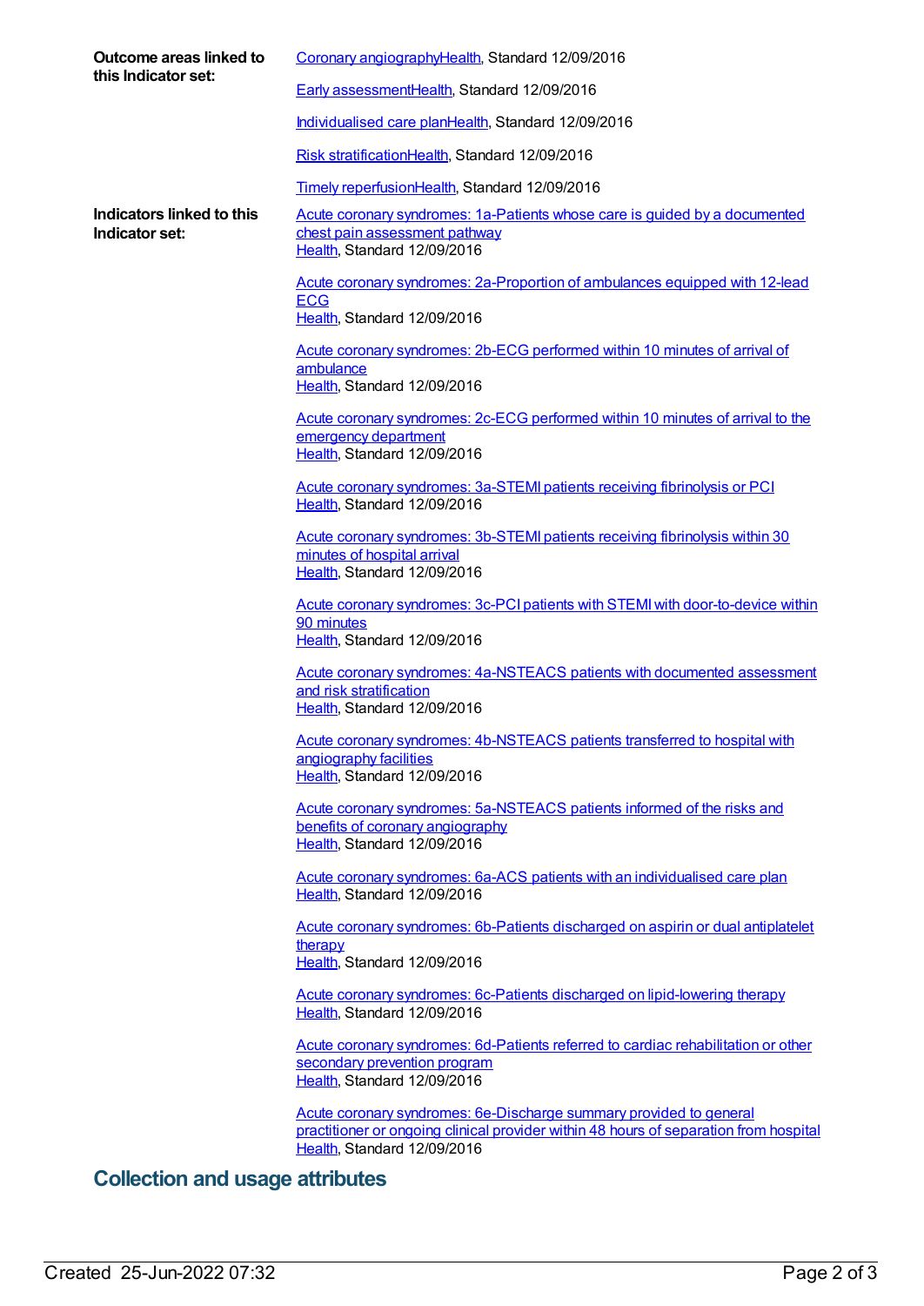**Outcome areas linked to this Indicator set:**

Coronary angiographyHealth, Standard 12/09/2016

Early assessmentHealth, Standard 12/09/2016

Individualised care planHealth, Standard 12/09/2016

Risk stratificationHealth, Standard 12/09/2016

Timely reperfusionHealth, Standard 12/09/2016

**Indicators linked to this Indicator set:**

Acute coronary syndromes: 1a-Patients whose care is guided by a documented chest pain assessment pathway
Health, Standard 12/09/2016

Acute coronary syndromes: 2a-Proportion of ambulances equipped with 12-lead ECG
Health, Standard 12/09/2016

Acute coronary syndromes: 2b-ECG performed within 10 minutes of arrival of ambulance
Health, Standard 12/09/2016

Acute coronary syndromes: 2c-ECG performed within 10 minutes of arrival to the emergency department
Health, Standard 12/09/2016

Acute coronary syndromes: 3a-STEMI patients receiving fibrinolysis or PCI
Health, Standard 12/09/2016

Acute coronary syndromes: 3b-STEMI patients receiving fibrinolysis within 30 minutes of hospital arrival
Health, Standard 12/09/2016

Acute coronary syndromes: 3c-PCI patients with STEMI with door-to-device within 90 minutes
Health, Standard 12/09/2016

Acute coronary syndromes: 4a-NSTEACS patients with documented assessment and risk stratification
Health, Standard 12/09/2016

Acute coronary syndromes: 4b-NSTEACS patients transferred to hospital with angiography facilities
Health, Standard 12/09/2016

Acute coronary syndromes: 5a-NSTEACS patients informed of the risks and benefits of coronary angiography
Health, Standard 12/09/2016

Acute coronary syndromes: 6a-ACS patients with an individualised care plan
Health, Standard 12/09/2016

Acute coronary syndromes: 6b-Patients discharged on aspirin or dual antiplatelet therapy
Health, Standard 12/09/2016

Acute coronary syndromes: 6c-Patients discharged on lipid-lowering therapy
Health, Standard 12/09/2016

Acute coronary syndromes: 6d-Patients referred to cardiac rehabilitation or other secondary prevention program
Health, Standard 12/09/2016

Acute coronary syndromes: 6e-Discharge summary provided to general practitioner or ongoing clinical provider within 48 hours of separation from hospital
Health, Standard 12/09/2016

## Collection and usage attributes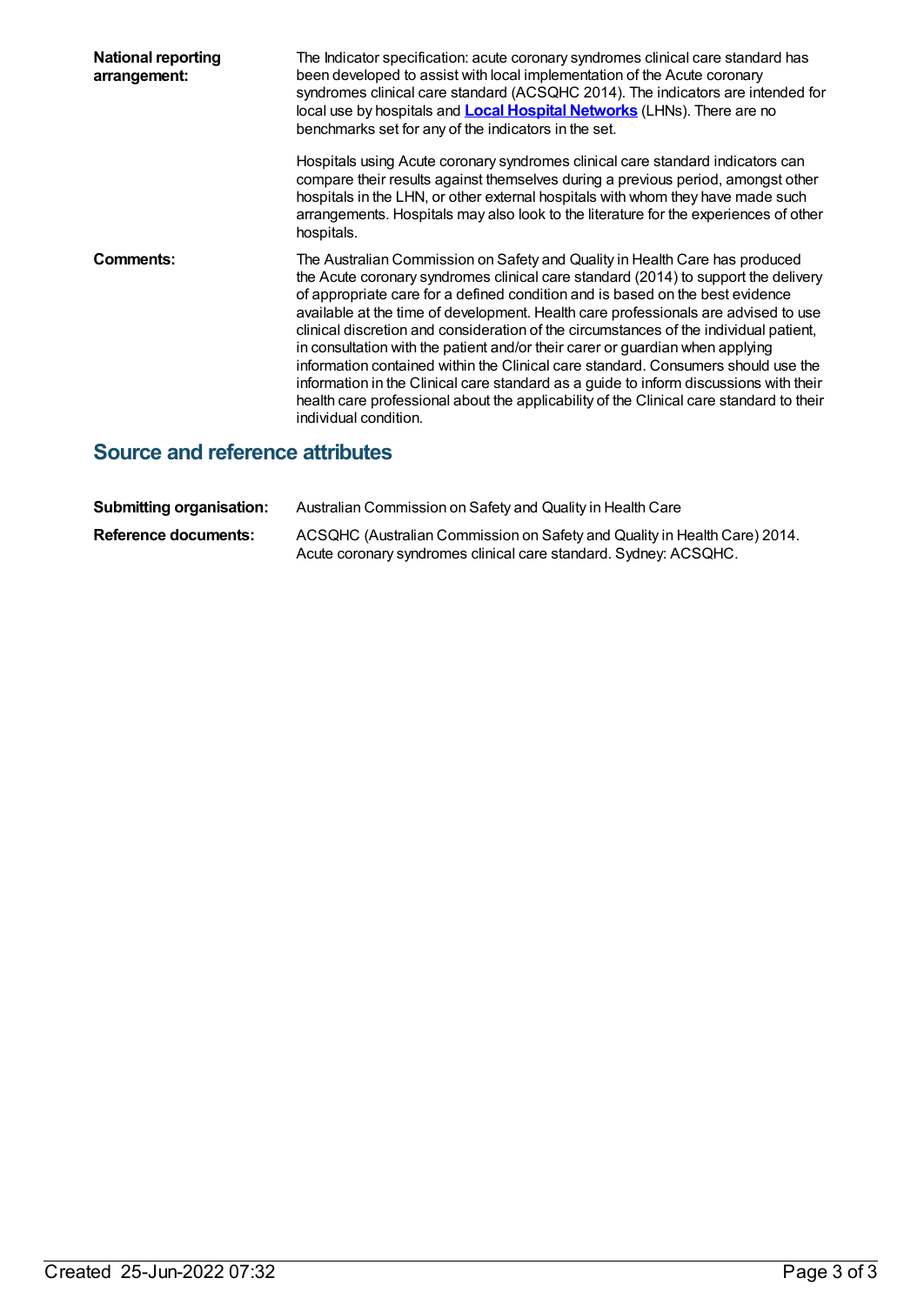**National reporting arrangement:**

The Indicator specification: acute coronary syndromes clinical care standard has been developed to assist with local implementation of the Acute coronary syndromes clinical care standard (ACSQHC 2014). The indicators are intended for local use by hospitals and **Local Hospital Networks** (LHNs). There are no benchmarks set for any of the indicators in the set.

Hospitals using Acute coronary syndromes clinical care standard indicators can compare their results against themselves during a previous period, amongst other hospitals in the LHN, or other external hospitals with whom they have made such arrangements. Hospitals may also look to the literature for the experiences of other hospitals.

**Comments:**

The Australian Commission on Safety and Quality in Health Care has produced the Acute coronary syndromes clinical care standard (2014) to support the delivery of appropriate care for a defined condition and is based on the best evidence available at the time of development. Health care professionals are advised to use clinical discretion and consideration of the circumstances of the individual patient, in consultation with the patient and/or their carer or guardian when applying information contained within the Clinical care standard. Consumers should use the information in the Clinical care standard as a guide to inform discussions with their health care professional about the applicability of the Clinical care standard to their individual condition.

## Source and reference attributes

**Submitting organisation:** Australian Commission on Safety and Quality in Health Care

**Reference documents:** ACSQHC (Australian Commission on Safety and Quality in Health Care) 2014. Acute coronary syndromes clinical care standard. Sydney: ACSQHC.